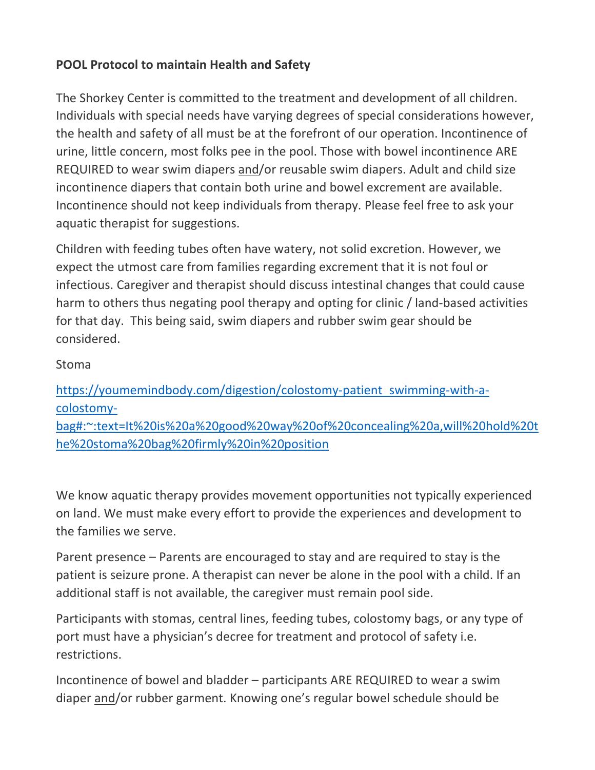**POOL Protocol to maintain Health and Safety**

The Shorkey Center is committed to the treatment and development of all children. Individuals with special needs have varying degrees of special considerations however, the health and safety of all must be at the forefront of our operation. Incontinence of urine, little concern, most folks pee in the pool. Those with bowel incontinence ARE REQUIRED to wear swim diapers and/or reusable swim diapers. Adult and child size incontinence diapers that contain both urine and bowel excrement are available. Incontinence should not keep individuals from therapy. Please feel free to ask your aquatic therapist for suggestions.

Children with feeding tubes often have watery, not solid excretion. However, we expect the utmost care from families regarding excrement that it is not foul or infectious. Caregiver and therapist should discuss intestinal changes that could cause harm to others thus negating pool therapy and opting for clinic / land-based activities for that day. This being said, swim diapers and rubber swim gear should be considered.

Stoma

[https://youmemindbody.com/digestion/colostomy-patient_swimming-with-a-colostomy-bag#:~:text=It%20is%20a%20good%20way%20of%20concealing%20a,will%20hold%20the%20stoma%20bag%20firmly%20in%20position](https://youmemindbody.com/digestion/colostomy-patient_swimming-with-a-colostomy-bag#:~:text=It%20is%20a%20good%20way%20of%20concealing%20a,will%20hold%20the%20stoma%20bag%20firmly%20in%20position)

We know aquatic therapy provides movement opportunities not typically experienced on land. We must make every effort to provide the experiences and development to the families we serve.

Parent presence – Parents are encouraged to stay and are required to stay is the patient is seizure prone. A therapist can never be alone in the pool with a child. If an additional staff is not available, the caregiver must remain pool side.

Participants with stomas, central lines, feeding tubes, colostomy bags, or any type of port must have a physician's decree for treatment and protocol of safety i.e. restrictions.

Incontinence of bowel and bladder – participants ARE REQUIRED to wear a swim diaper and/or rubber garment. Knowing one's regular bowel schedule should be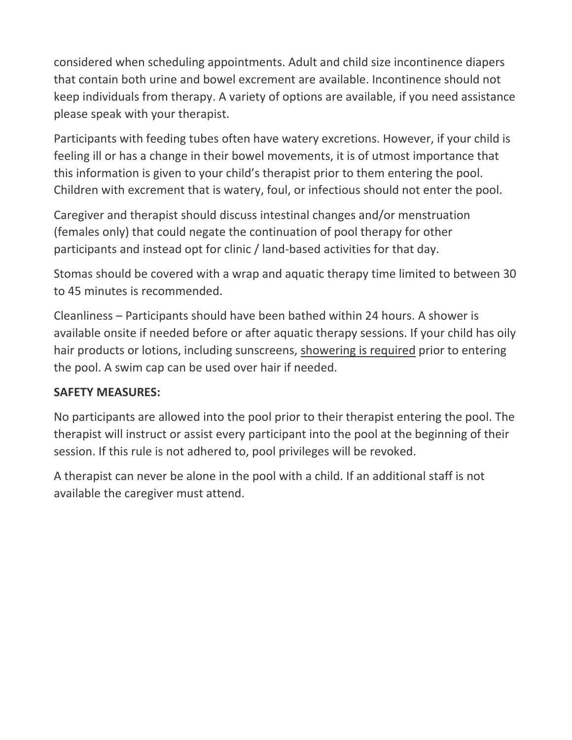considered when scheduling appointments. Adult and child size incontinence diapers that contain both urine and bowel excrement are available. Incontinence should not keep individuals from therapy. A variety of options are available, if you need assistance please speak with your therapist.

Participants with feeding tubes often have watery excretions. However, if your child is feeling ill or has a change in their bowel movements, it is of utmost importance that this information is given to your child's therapist prior to them entering the pool. Children with excrement that is watery, foul, or infectious should not enter the pool.

Caregiver and therapist should discuss intestinal changes and/or menstruation (females only) that could negate the continuation of pool therapy for other participants and instead opt for clinic / land-based activities for that day.

Stomas should be covered with a wrap and aquatic therapy time limited to between 30 to 45 minutes is recommended.

Cleanliness – Participants should have been bathed within 24 hours. A shower is available onsite if needed before or after aquatic therapy sessions. If your child has oily hair products or lotions, including sunscreens, <u>showering is required</u> prior to entering the pool. A swim cap can be used over hair if needed.

**SAFETY MEASURES:**

No participants are allowed into the pool prior to their therapist entering the pool. The therapist will instruct or assist every participant into the pool at the beginning of their session. If this rule is not adhered to, pool privileges will be revoked.

A therapist can never be alone in the pool with a child. If an additional staff is not available the caregiver must attend.